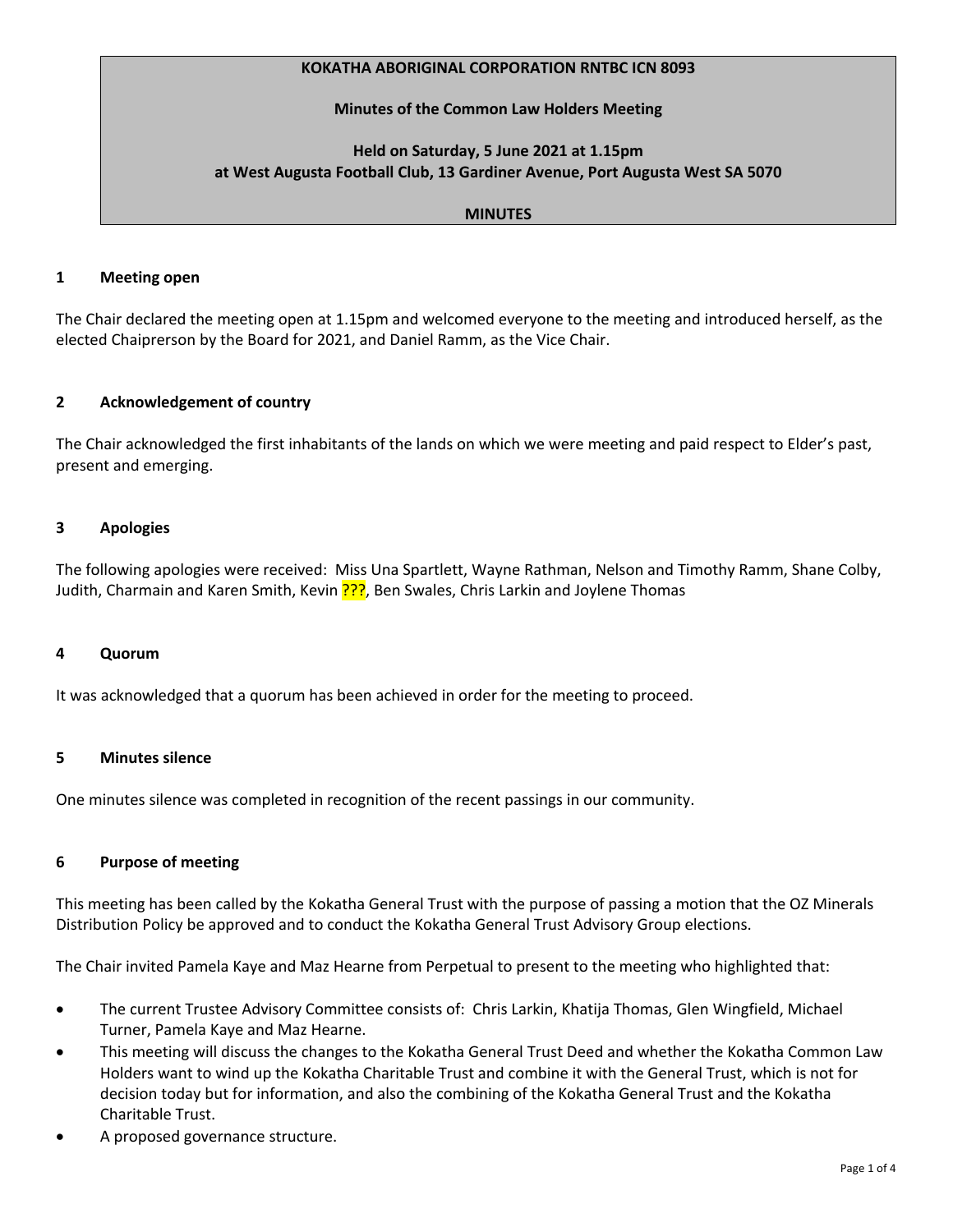**KOKATHA ABORIGINAL CORPORATION RNTBC ICN 8093**

**Minutes of the Common Law Holders Meeting**

**Held on Saturday, 5 June 2021 at 1.15pm**
**at West Augusta Football Club, 13 Gardiner Avenue, Port Augusta West SA 5070**

**MINUTES**

## 1 Meeting open

The Chair declared the meeting open at 1.15pm and welcomed everyone to the meeting and introduced herself, as the elected Chaipreson by the Board for 2021, and Daniel Ramm, as the Vice Chair.

## 2 Acknowledgement of country

The Chair acknowledged the first inhabitants of the lands on which we were meeting and paid respect to Elder's past, present and emerging.

## 3 Apologies

The following apologies were received: Miss Una Spartlett, Wayne Rathman, Nelson and Timothy Ramm, Shane Colby, Judith, Charmain and Karen Smith, Kevin ???, Ben Swales, Chris Larkin and Joylene Thomas

## 4 Quorum

It was acknowledged that a quorum has been achieved in order for the meeting to proceed.

## 5 Minutes silence

One minutes silence was completed in recognition of the recent passings in our community.

## 6 Purpose of meeting

This meeting has been called by the Kokatha General Trust with the purpose of passing a motion that the OZ Minerals Distribution Policy be approved and to conduct the Kokatha General Trust Advisory Group elections.

The Chair invited Pamela Kaye and Maz Hearne from Perpetual to present to the meeting who highlighted that:

- The current Trustee Advisory Committee consists of: Chris Larkin, Khatija Thomas, Glen Wingfield, Michael Turner, Pamela Kaye and Maz Hearne.
- This meeting will discuss the changes to the Kokatha General Trust Deed and whether the Kokatha Common Law Holders want to wind up the Kokatha Charitable Trust and combine it with the General Trust, which is not for decision today but for information, and also the combining of the Kokatha General Trust and the Kokatha Charitable Trust.
- A proposed governance structure.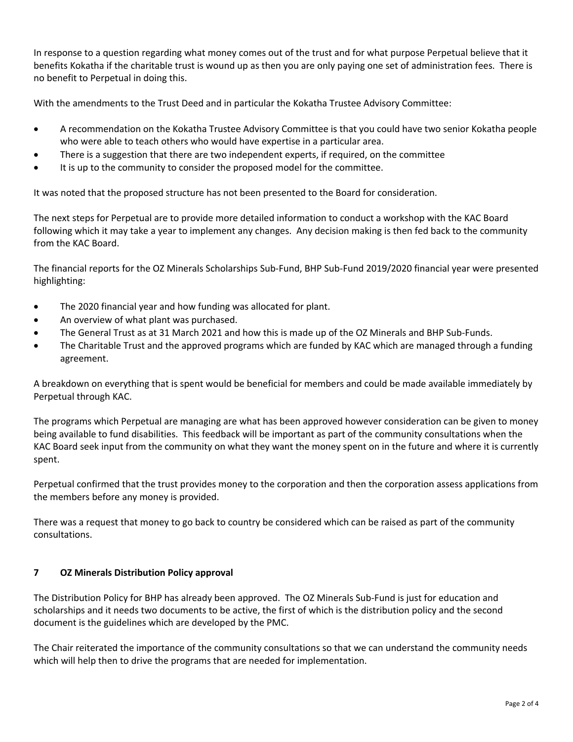In response to a question regarding what money comes out of the trust and for what purpose Perpetual believe that it benefits Kokatha if the charitable trust is wound up as then you are only paying one set of administration fees. There is no benefit to Perpetual in doing this.

With the amendments to the Trust Deed and in particular the Kokatha Trustee Advisory Committee:

- A recommendation on the Kokatha Trustee Advisory Committee is that you could have two senior Kokatha people who were able to teach others who would have expertise in a particular area.
- There is a suggestion that there are two independent experts, if required, on the committee
- It is up to the community to consider the proposed model for the committee.

It was noted that the proposed structure has not been presented to the Board for consideration.

The next steps for Perpetual are to provide more detailed information to conduct a workshop with the KAC Board following which it may take a year to implement any changes. Any decision making is then fed back to the community from the KAC Board.

The financial reports for the OZ Minerals Scholarships Sub-Fund, BHP Sub-Fund 2019/2020 financial year were presented highlighting:

- The 2020 financial year and how funding was allocated for plant.
- An overview of what plant was purchased.
- The General Trust as at 31 March 2021 and how this is made up of the OZ Minerals and BHP Sub-Funds.
- The Charitable Trust and the approved programs which are funded by KAC which are managed through a funding agreement.

A breakdown on everything that is spent would be beneficial for members and could be made available immediately by Perpetual through KAC.

The programs which Perpetual are managing are what has been approved however consideration can be given to money being available to fund disabilities. This feedback will be important as part of the community consultations when the KAC Board seek input from the community on what they want the money spent on in the future and where it is currently spent.

Perpetual confirmed that the trust provides money to the corporation and then the corporation assess applications from the members before any money is provided.

There was a request that money to go back to country be considered which can be raised as part of the community consultations.

## 7 OZ Minerals Distribution Policy approval

The Distribution Policy for BHP has already been approved. The OZ Minerals Sub-Fund is just for education and scholarships and it needs two documents to be active, the first of which is the distribution policy and the second document is the guidelines which are developed by the PMC.

The Chair reiterated the importance of the community consultations so that we can understand the community needs which will help then to drive the programs that are needed for implementation.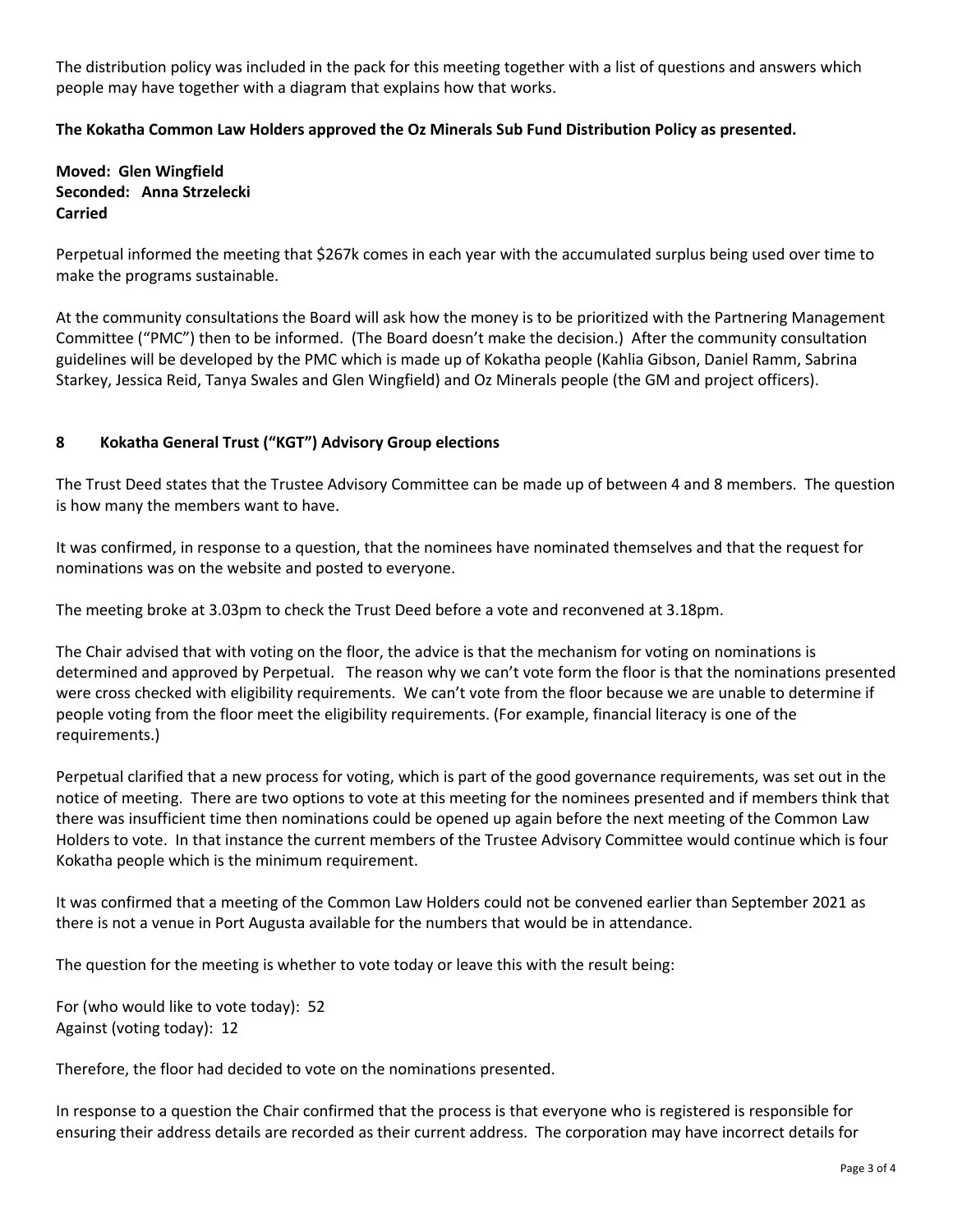The distribution policy was included in the pack for this meeting together with a list of questions and answers which people may have together with a diagram that explains how that works.

**The Kokatha Common Law Holders approved the Oz Minerals Sub Fund Distribution Policy as presented.**

**Moved: Glen Wingfield**
**Seconded: Anna Strzelecki**
**Carried**

Perpetual informed the meeting that $267k comes in each year with the accumulated surplus being used over time to make the programs sustainable.

At the community consultations the Board will ask how the money is to be prioritized with the Partnering Management Committee ("PMC") then to be informed. (The Board doesn't make the decision.) After the community consultation guidelines will be developed by the PMC which is made up of Kokatha people (Kahlia Gibson, Daniel Ramm, Sabrina Starkey, Jessica Reid, Tanya Swales and Glen Wingfield) and Oz Minerals people (the GM and project officers).

## 8 Kokatha General Trust ("KGT") Advisory Group elections

The Trust Deed states that the Trustee Advisory Committee can be made up of between 4 and 8 members. The question is how many the members want to have.

It was confirmed, in response to a question, that the nominees have nominated themselves and that the request for nominations was on the website and posted to everyone.

The meeting broke at 3.03pm to check the Trust Deed before a vote and reconvened at 3.18pm.

The Chair advised that with voting on the floor, the advice is that the mechanism for voting on nominations is determined and approved by Perpetual. The reason why we can't vote form the floor is that the nominations presented were cross checked with eligibility requirements. We can't vote from the floor because we are unable to determine if people voting from the floor meet the eligibility requirements. (For example, financial literacy is one of the requirements.)

Perpetual clarified that a new process for voting, which is part of the good governance requirements, was set out in the notice of meeting. There are two options to vote at this meeting for the nominees presented and if members think that there was insufficient time then nominations could be opened up again before the next meeting of the Common Law Holders to vote. In that instance the current members of the Trustee Advisory Committee would continue which is four Kokatha people which is the minimum requirement.

It was confirmed that a meeting of the Common Law Holders could not be convened earlier than September 2021 as there is not a venue in Port Augusta available for the numbers that would be in attendance.

The question for the meeting is whether to vote today or leave this with the result being:

For (who would like to vote today): 52
Against (voting today): 12

Therefore, the floor had decided to vote on the nominations presented.

In response to a question the Chair confirmed that the process is that everyone who is registered is responsible for ensuring their address details are recorded as their current address. The corporation may have incorrect details for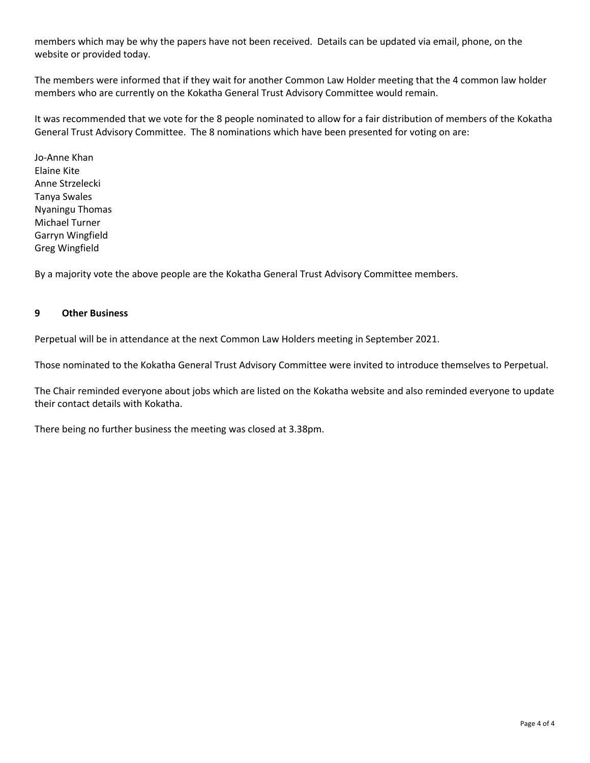members which may be why the papers have not been received. Details can be updated via email, phone, on the website or provided today.

The members were informed that if they wait for another Common Law Holder meeting that the 4 common law holder members who are currently on the Kokatha General Trust Advisory Committee would remain.

It was recommended that we vote for the 8 people nominated to allow for a fair distribution of members of the Kokatha General Trust Advisory Committee. The 8 nominations which have been presented for voting on are:

Jo-Anne Khan
Elaine Kite
Anne Strzelecki
Tanya Swales
Nyaningu Thomas
Michael Turner
Garryn Wingfield
Greg Wingfield

By a majority vote the above people are the Kokatha General Trust Advisory Committee members.

## 9 Other Business

Perpetual will be in attendance at the next Common Law Holders meeting in September 2021.

Those nominated to the Kokatha General Trust Advisory Committee were invited to introduce themselves to Perpetual.

The Chair reminded everyone about jobs which are listed on the Kokatha website and also reminded everyone to update their contact details with Kokatha.

There being no further business the meeting was closed at 3.38pm.